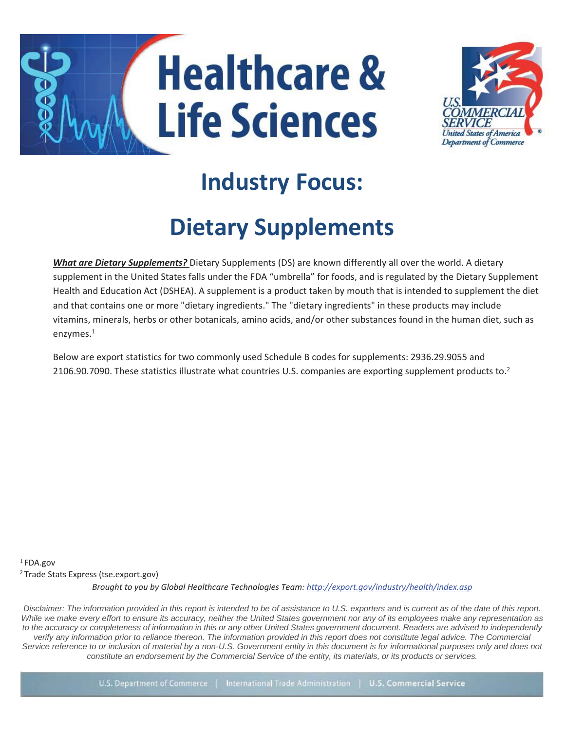# Healthcare & Life Sciences

U.S. COMMERCIAL SERVICE
United States of America Department of Commerce

## Industry Focus:

## Dietary Supplements

***What are Dietary Supplements?*** Dietary Supplements (DS) are known differently all over the world. A dietary supplement in the United States falls under the FDA "umbrella" for foods, and is regulated by the Dietary Supplement Health and Education Act (DSHEA). A supplement is a product taken by mouth that is intended to supplement the diet and that contains one or more "dietary ingredients." The "dietary ingredients" in these products may include vitamins, minerals, herbs or other botanicals, amino acids, and/or other substances found in the human diet, such as enzymes.[1]

Below are export statistics for two commonly used Schedule B codes for supplements: 2936.29.9055 and 2106.90.7090. These statistics illustrate what countries U.S. companies are exporting supplement products to.[2]

[1] FDA.gov

[2] Trade Stats Express (tse.export.gov)

*Brought to you by Global Healthcare Technologies Team: http://export.gov/industry/health/index.asp*

*Disclaimer: The information provided in this report is intended to be of assistance to U.S. exporters and is current as of the date of this report. While we make every effort to ensure its accuracy, neither the United States government nor any of its employees make any representation as to the accuracy or completeness of information in this or any other United States government document. Readers are advised to independently verify any information prior to reliance thereon. The information provided in this report does not constitute legal advice. The Commercial Service reference to or inclusion of material by a non-U.S. Government entity in this document is for informational purposes only and does not constitute an endorsement by the Commercial Service of the entity, its materials, or its products or services.*

U.S. Department of Commerce | International Trade Administration | U.S. Commercial Service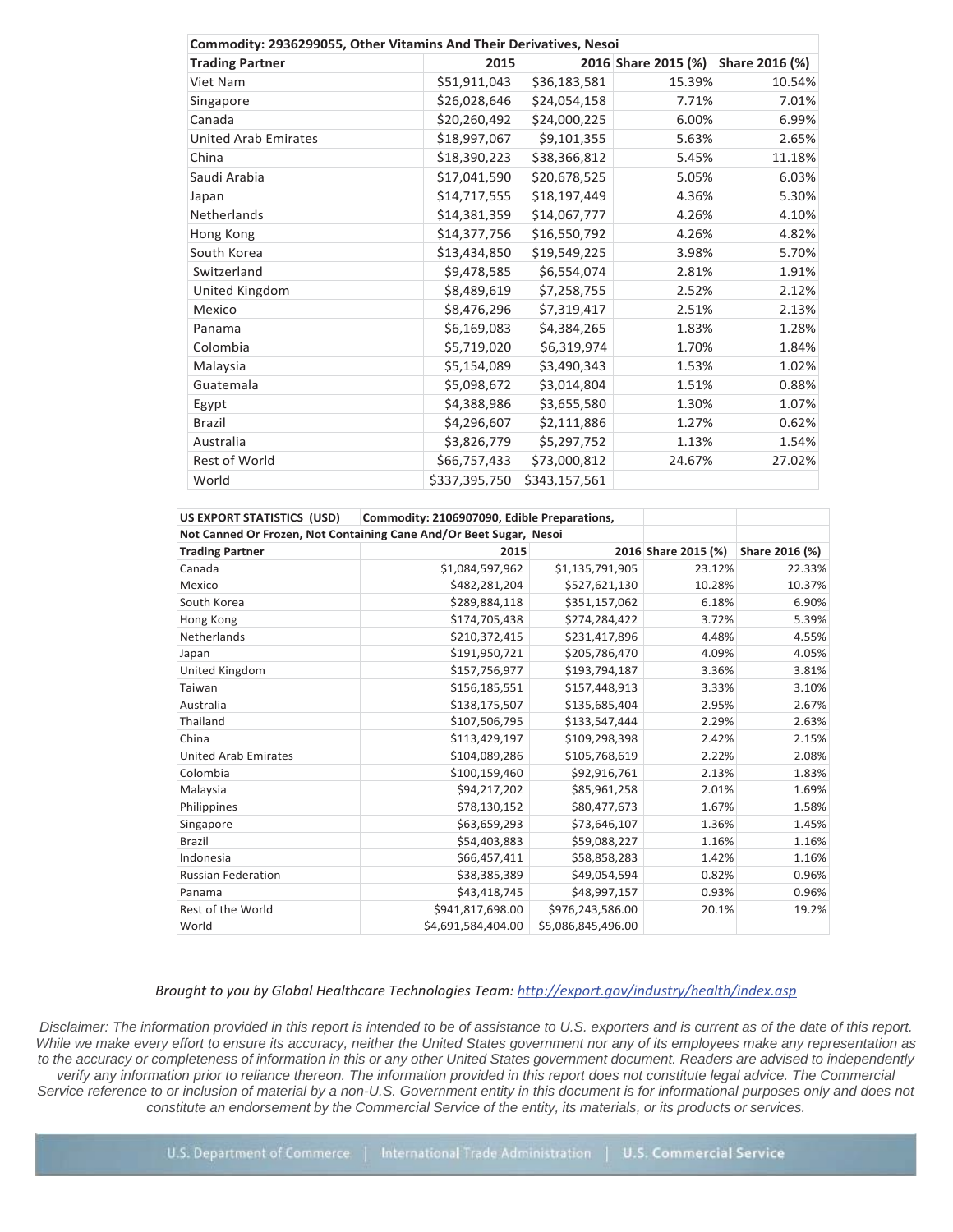| Commodity: 2936299055, Other Vitamins And Their Derivatives, Nesoi | | | | |
|---|---|---|---|---|
| **Trading Partner** | **2015** | **2016** | **Share 2015 (%)** | **Share 2016 (%)** |
| Viet Nam | $51,911,043 | $36,183,581 | 15.39% | 10.54% |
| Singapore | $26,028,646 | $24,054,158 | 7.71% | 7.01% |
| Canada | $20,260,492 | $24,000,225 | 6.00% | 6.99% |
| United Arab Emirates | $18,997,067 | $9,101,355 | 5.63% | 2.65% |
| China | $18,390,223 | $38,366,812 | 5.45% | 11.18% |
| Saudi Arabia | $17,041,590 | $20,678,525 | 5.05% | 6.03% |
| Japan | $14,717,555 | $18,197,449 | 4.36% | 5.30% |
| Netherlands | $14,381,359 | $14,067,777 | 4.26% | 4.10% |
| Hong Kong | $14,377,756 | $16,550,792 | 4.26% | 4.82% |
| South Korea | $13,434,850 | $19,549,225 | 3.98% | 5.70% |
| Switzerland | $9,478,585 | $6,554,074 | 2.81% | 1.91% |
| United Kingdom | $8,489,619 | $7,258,755 | 2.52% | 2.12% |
| Mexico | $8,476,296 | $7,319,417 | 2.51% | 2.13% |
| Panama | $6,169,083 | $4,384,265 | 1.83% | 1.28% |
| Colombia | $5,719,020 | $6,319,974 | 1.70% | 1.84% |
| Malaysia | $5,154,089 | $3,490,343 | 1.53% | 1.02% |
| Guatemala | $5,098,672 | $3,014,804 | 1.51% | 0.88% |
| Egypt | $4,388,986 | $3,655,580 | 1.30% | 1.07% |
| Brazil | $4,296,607 | $2,111,886 | 1.27% | 0.62% |
| Australia | $3,826,779 | $5,297,752 | 1.13% | 1.54% |
| Rest of World | $66,757,433 | $73,000,812 | 24.67% | 27.02% |
| World | $337,395,750 | $343,157,561 | | |

| US EXPORT STATISTICS (USD) | Commodity: 2106907090, Edible Preparations, Not Canned Or Frozen, Not Containing Cane And/Or Beet Sugar, Nesoi | | | |
|---|---|---|---|---|
| **Trading Partner** | **2015** | **2016** | **Share 2015 (%)** | **Share 2016 (%)** |
| Canada | $1,084,597,962 | $1,135,791,905 | 23.12% | 22.33% |
| Mexico | $482,281,204 | $527,621,130 | 10.28% | 10.37% |
| South Korea | $289,884,118 | $351,157,062 | 6.18% | 6.90% |
| Hong Kong | $174,705,438 | $274,284,422 | 3.72% | 5.39% |
| Netherlands | $210,372,415 | $231,417,896 | 4.48% | 4.55% |
| Japan | $191,950,721 | $205,786,470 | 4.09% | 4.05% |
| United Kingdom | $157,756,977 | $193,794,187 | 3.36% | 3.81% |
| Taiwan | $156,185,551 | $157,448,913 | 3.33% | 3.10% |
| Australia | $138,175,507 | $135,685,404 | 2.95% | 2.67% |
| Thailand | $107,506,795 | $133,547,444 | 2.29% | 2.63% |
| China | $113,429,197 | $109,298,398 | 2.42% | 2.15% |
| United Arab Emirates | $104,089,286 | $105,768,619 | 2.22% | 2.08% |
| Colombia | $100,159,460 | $92,916,761 | 2.13% | 1.83% |
| Malaysia | $94,217,202 | $85,961,258 | 2.01% | 1.69% |
| Philippines | $78,130,152 | $80,477,673 | 1.67% | 1.58% |
| Singapore | $63,659,293 | $73,646,107 | 1.36% | 1.45% |
| Brazil | $54,403,883 | $59,088,227 | 1.16% | 1.16% |
| Indonesia | $66,457,411 | $58,858,283 | 1.42% | 1.16% |
| Russian Federation | $38,385,389 | $49,054,594 | 0.82% | 0.96% |
| Panama | $43,418,745 | $48,997,157 | 0.93% | 0.96% |
| Rest of the World | $941,817,698.00 | $976,243,586.00 | 20.1% | 19.2% |
| World | $4,691,584,404.00 | $5,086,845,496.00 | | |

*Brought to you by Global Healthcare Technologies Team: http://export.gov/industry/health/index.asp*

*Disclaimer: The information provided in this report is intended to be of assistance to U.S. exporters and is current as of the date of this report. While we make every effort to ensure its accuracy, neither the United States government nor any of its employees make any representation as to the accuracy or completeness of information in this or any other United States government document. Readers are advised to independently verify any information prior to reliance thereon. The information provided in this report does not constitute legal advice. The Commercial Service reference to or inclusion of material by a non-U.S. Government entity in this document is for informational purposes only and does not constitute an endorsement by the Commercial Service of the entity, its materials, or its products or services.*

U.S. Department of Commerce | International Trade Administration | U.S. Commercial Service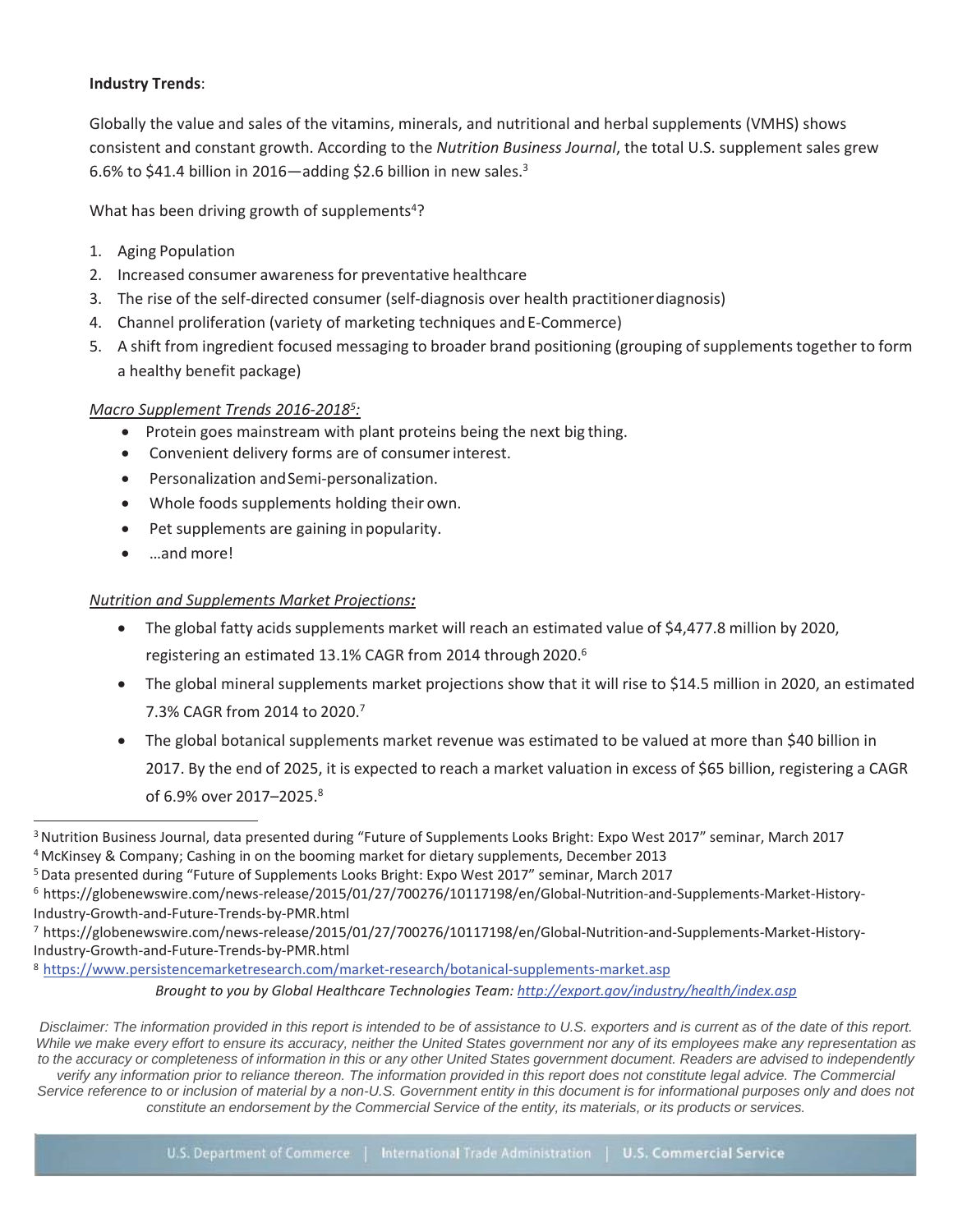**Industry Trends**:

Globally the value and sales of the vitamins, minerals, and nutritional and herbal supplements (VMHS) shows consistent and constant growth. According to the *Nutrition Business Journal*, the total U.S. supplement sales grew 6.6% to $41.4 billion in 2016—adding $2.6 billion in new sales.[3]

What has been driving growth of supplements[4]?

1. Aging Population
2. Increased consumer awareness for preventative healthcare
3. The rise of the self-directed consumer (self-diagnosis over health practitioner diagnosis)
4. Channel proliferation (variety of marketing techniques and E-Commerce)
5. A shift from ingredient focused messaging to broader brand positioning (grouping of supplements together to form a healthy benefit package)

*Macro Supplement Trends 2016-2018[5]:*

- Protein goes mainstream with plant proteins being the next big thing.
- Convenient delivery forms are of consumer interest.
- Personalization and Semi-personalization.
- Whole foods supplements holding their own.
- Pet supplements are gaining in popularity.
- …and more!

*Nutrition and Supplements Market Projections:*

- The global fatty acids supplements market will reach an estimated value of $4,477.8 million by 2020, registering an estimated 13.1% CAGR from 2014 through 2020.[6]
- The global mineral supplements market projections show that it will rise to $14.5 million in 2020, an estimated 7.3% CAGR from 2014 to 2020.[7]
- The global botanical supplements market revenue was estimated to be valued at more than $40 billion in 2017. By the end of 2025, it is expected to reach a market valuation in excess of $65 billion, registering a CAGR of 6.9% over 2017–2025.[8]

---

[3] Nutrition Business Journal, data presented during "Future of Supplements Looks Bright: Expo West 2017" seminar, March 2017

[4] McKinsey & Company; Cashing in on the booming market for dietary supplements, December 2013

[5] Data presented during "Future of Supplements Looks Bright: Expo West 2017" seminar, March 2017

[6] https://globenewswire.com/news-release/2015/01/27/700276/10117198/en/Global-Nutrition-and-Supplements-Market-History-Industry-Growth-and-Future-Trends-by-PMR.html

[7] https://globenewswire.com/news-release/2015/01/27/700276/10117198/en/Global-Nutrition-and-Supplements-Market-History-Industry-Growth-and-Future-Trends-by-PMR.html

[8] https://www.persistencemarketresearch.com/market-research/botanical-supplements-market.asp

*Brought to you by Global Healthcare Technologies Team: http://export.gov/industry/health/index.asp*

*Disclaimer: The information provided in this report is intended to be of assistance to U.S. exporters and is current as of the date of this report. While we make every effort to ensure its accuracy, neither the United States government nor any of its employees make any representation as to the accuracy or completeness of information in this or any other United States government document. Readers are advised to independently verify any information prior to reliance thereon. The information provided in this report does not constitute legal advice. The Commercial Service reference to or inclusion of material by a non-U.S. Government entity in this document is for informational purposes only and does not constitute an endorsement by the Commercial Service of the entity, its materials, or its products or services.*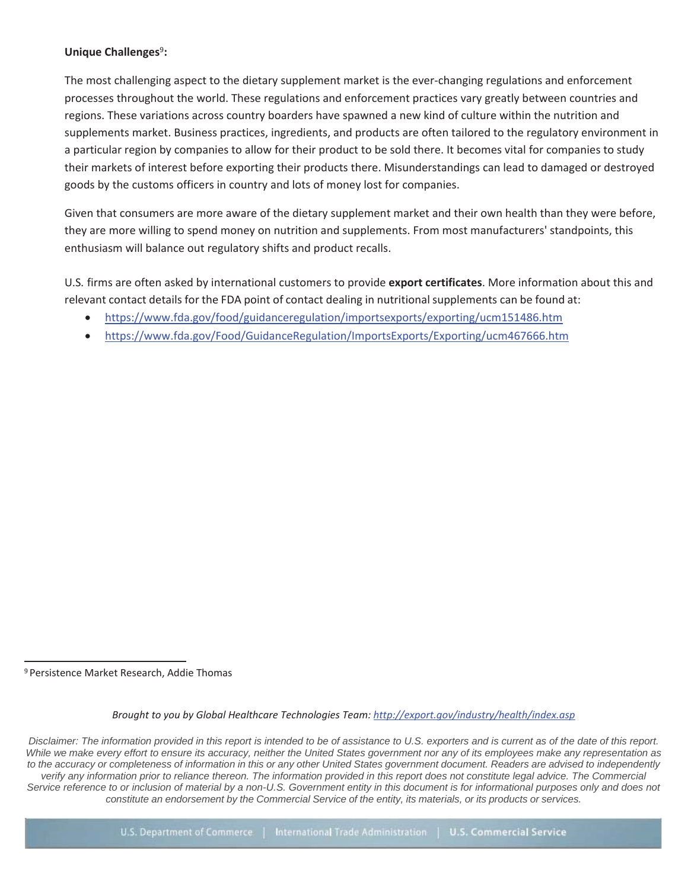**Unique Challenges[9]:**

The most challenging aspect to the dietary supplement market is the ever-changing regulations and enforcement processes throughout the world. These regulations and enforcement practices vary greatly between countries and regions. These variations across country boarders have spawned a new kind of culture within the nutrition and supplements market. Business practices, ingredients, and products are often tailored to the regulatory environment in a particular region by companies to allow for their product to be sold there. It becomes vital for companies to study their markets of interest before exporting their products there. Misunderstandings can lead to damaged or destroyed goods by the customs officers in country and lots of money lost for companies.

Given that consumers are more aware of the dietary supplement market and their own health than they were before, they are more willing to spend money on nutrition and supplements. From most manufacturers' standpoints, this enthusiasm will balance out regulatory shifts and product recalls.

U.S. firms are often asked by international customers to provide **export certificates**. More information about this and relevant contact details for the FDA point of contact dealing in nutritional supplements can be found at:

- https://www.fda.gov/food/guidanceregulation/importsexports/exporting/ucm151486.htm
- https://www.fda.gov/Food/GuidanceRegulation/ImportsExports/Exporting/ucm467666.htm

[9] Persistence Market Research, Addie Thomas

*Brought to you by Global Healthcare Technologies Team: http://export.gov/industry/health/index.asp*

*Disclaimer: The information provided in this report is intended to be of assistance to U.S. exporters and is current as of the date of this report. While we make every effort to ensure its accuracy, neither the United States government nor any of its employees make any representation as to the accuracy or completeness of information in this or any other United States government document. Readers are advised to independently verify any information prior to reliance thereon. The information provided in this report does not constitute legal advice. The Commercial Service reference to or inclusion of material by a non-U.S. Government entity in this document is for informational purposes only and does not constitute an endorsement by the Commercial Service of the entity, its materials, or its products or services.*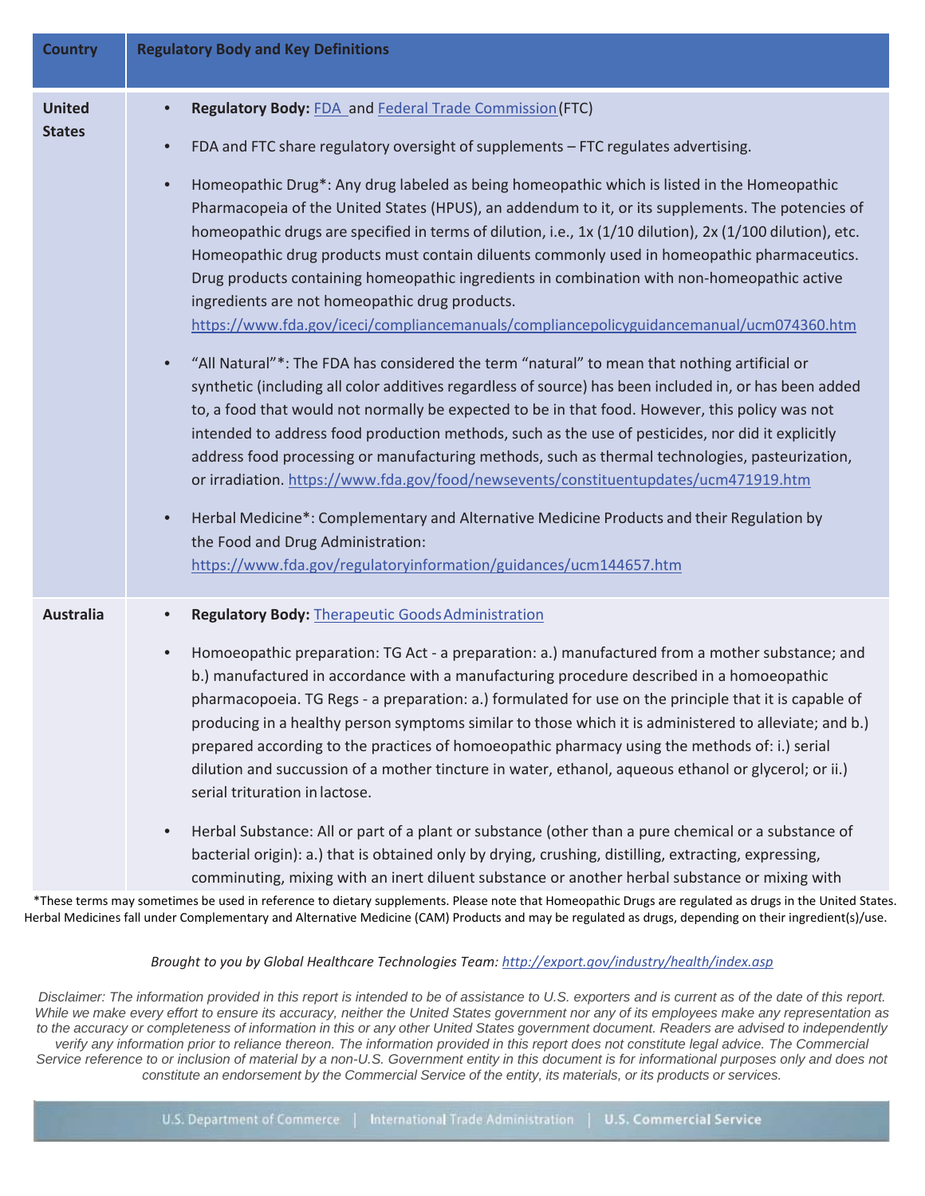| Country | Regulatory Body and Key Definitions |
| --- | --- |
| United States | • **Regulatory Body:** FDA and Federal Trade Commission (FTC)<br>• FDA and FTC share regulatory oversight of supplements – FTC regulates advertising.<br>• Homeopathic Drug*: Any drug labeled as being homeopathic which is listed in the Homeopathic Pharmacopeia of the United States (HPUS), an addendum to it, or its supplements. The potencies of homeopathic drugs are specified in terms of dilution, i.e., 1x (1/10 dilution), 2x (1/100 dilution), etc. Homeopathic drug products must contain diluents commonly used in homeopathic pharmaceutics. Drug products containing homeopathic ingredients in combination with non-homeopathic active ingredients are not homeopathic drug products. https://www.fda.gov/iceci/compliancemanuals/compliancepolicyguidancemanual/ucm074360.htm<br>• "All Natural"*: The FDA has considered the term "natural" to mean that nothing artificial or synthetic (including all color additives regardless of source) has been included in, or has been added to, a food that would not normally be expected to be in that food. However, this policy was not intended to address food production methods, such as the use of pesticides, nor did it explicitly address food processing or manufacturing methods, such as thermal technologies, pasteurization, or irradiation. https://www.fda.gov/food/newsevents/constituentupdates/ucm471919.htm<br>• Herbal Medicine*: Complementary and Alternative Medicine Products and their Regulation by the Food and Drug Administration: https://www.fda.gov/regulatoryinformation/guidances/ucm144657.htm |
| Australia | • **Regulatory Body:** Therapeutic Goods Administration<br>• Homoeopathic preparation: TG Act - a preparation: a.) manufactured from a mother substance; and b.) manufactured in accordance with a manufacturing procedure described in a homoeopathic pharmacopoeia. TG Regs - a preparation: a.) formulated for use on the principle that it is capable of producing in a healthy person symptoms similar to those which it is administered to alleviate; and b.) prepared according to the practices of homoeopathic pharmacy using the methods of: i.) serial dilution and succussion of a mother tincture in water, ethanol, aqueous ethanol or glycerol; or ii.) serial trituration in lactose.<br>• Herbal Substance: All or part of a plant or substance (other than a pure chemical or a substance of bacterial origin): a.) that is obtained only by drying, crushing, distilling, extracting, expressing, comminuting, mixing with an inert diluent substance or another herbal substance or mixing with |

*These terms may sometimes be used in reference to dietary supplements. Please note that Homeopathic Drugs are regulated as drugs in the United States. Herbal Medicines fall under Complementary and Alternative Medicine (CAM) Products and may be regulated as drugs, depending on their ingredient(s)/use.

*Brought to you by Global Healthcare Technologies Team: http://export.gov/industry/health/index.asp*

*Disclaimer: The information provided in this report is intended to be of assistance to U.S. exporters and is current as of the date of this report. While we make every effort to ensure its accuracy, neither the United States government nor any of its employees make any representation as to the accuracy or completeness of information in this or any other United States government document. Readers are advised to independently verify any information prior to reliance thereon. The information provided in this report does not constitute legal advice. The Commercial Service reference to or inclusion of material by a non-U.S. Government entity in this document is for informational purposes only and does not constitute an endorsement by the Commercial Service of the entity, its materials, or its products or services.*

U.S. Department of Commerce | International Trade Administration | U.S. Commercial Service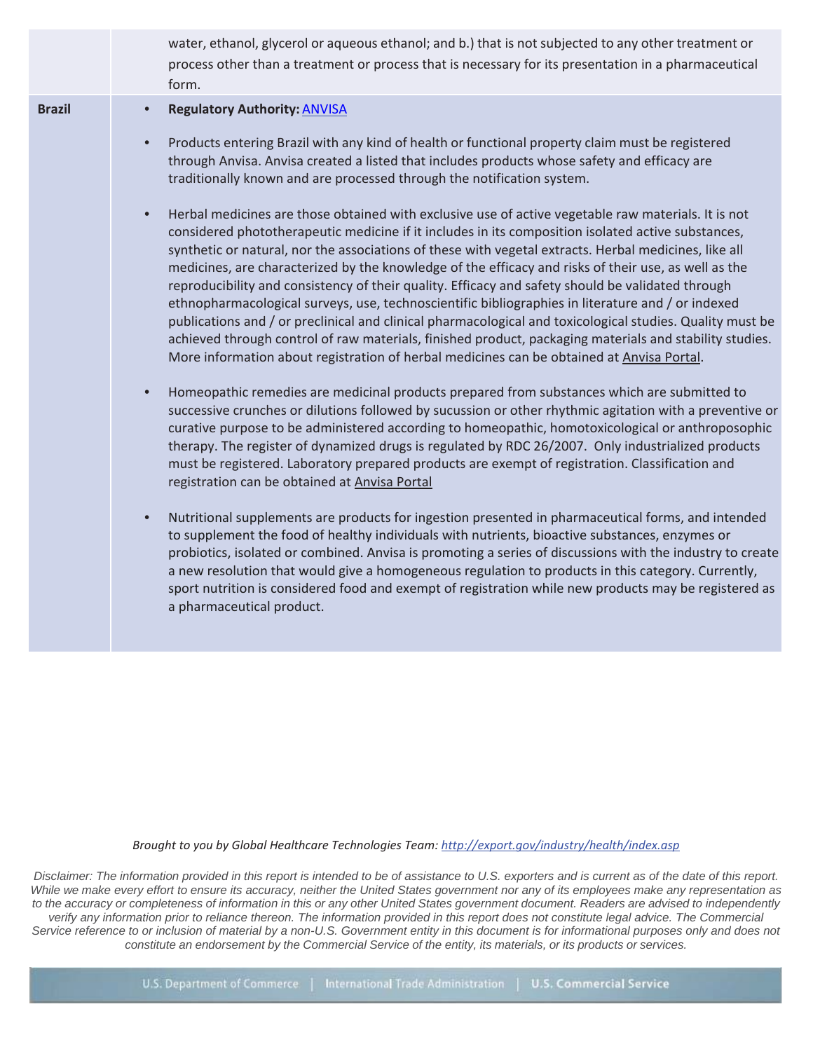| | |
|---|---|
| | water, ethanol, glycerol or aqueous ethanol; and b.) that is not subjected to any other treatment or process other than a treatment or process that is necessary for its presentation in a pharmaceutical form. |
| **Brazil** | • **Regulatory Authority:** ANVISA<br><br>• Products entering Brazil with any kind of health or functional property claim must be registered through Anvisa. Anvisa created a listed that includes products whose safety and efficacy are traditionally known and are processed through the notification system.<br><br>• Herbal medicines are those obtained with exclusive use of active vegetable raw materials. It is not considered phototherapeutic medicine if it includes in its composition isolated active substances, synthetic or natural, nor the associations of these with vegetal extracts. Herbal medicines, like all medicines, are characterized by the knowledge of the efficacy and risks of their use, as well as the reproducibility and consistency of their quality. Efficacy and safety should be validated through ethnopharmacological surveys, use, technoscientific bibliographies in literature and / or indexed publications and / or preclinical and clinical pharmacological and toxicological studies. Quality must be achieved through control of raw materials, finished product, packaging materials and stability studies. More information about registration of herbal medicines can be obtained at Anvisa Portal.<br><br>• Homeopathic remedies are medicinal products prepared from substances which are submitted to successive crunches or dilutions followed by sucussion or other rhythmic agitation with a preventive or curative purpose to be administered according to homeopathic, homotoxicological or anthroposophic therapy. The register of dynamized drugs is regulated by RDC 26/2007. Only industrialized products must be registered. Laboratory prepared products are exempt of registration. Classification and registration can be obtained at Anvisa Portal<br><br>• Nutritional supplements are products for ingestion presented in pharmaceutical forms, and intended to supplement the food of healthy individuals with nutrients, bioactive substances, enzymes or probiotics, isolated or combined. Anvisa is promoting a series of discussions with the industry to create a new resolution that would give a homogeneous regulation to products in this category. Currently, sport nutrition is considered food and exempt of registration while new products may be registered as a pharmaceutical product. |

*Brought to you by Global Healthcare Technologies Team: http://export.gov/industry/health/index.asp*

*Disclaimer: The information provided in this report is intended to be of assistance to U.S. exporters and is current as of the date of this report. While we make every effort to ensure its accuracy, neither the United States government nor any of its employees make any representation as to the accuracy or completeness of information in this or any other United States government document. Readers are advised to independently verify any information prior to reliance thereon. The information provided in this report does not constitute legal advice. The Commercial Service reference to or inclusion of material by a non-U.S. Government entity in this document is for informational purposes only and does not constitute an endorsement by the Commercial Service of the entity, its materials, or its products or services.*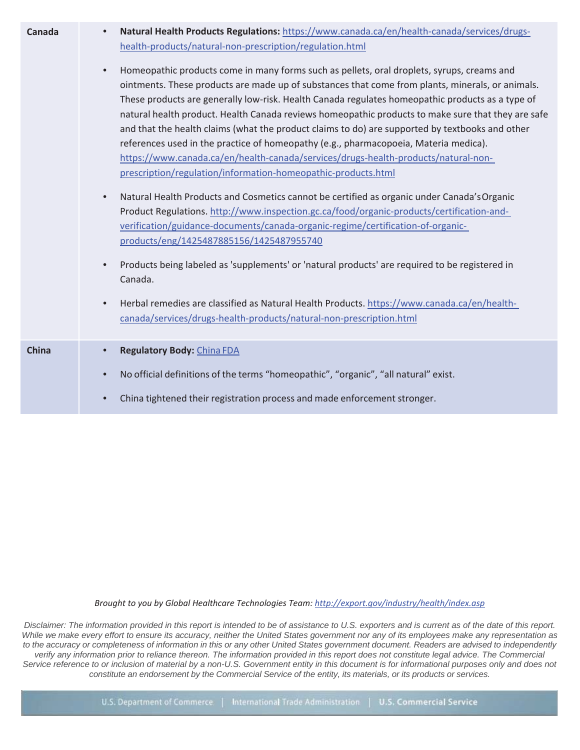| | |
|---|---|
| **Canada** | • **Natural Health Products Regulations:** https://www.canada.ca/en/health-canada/services/drugs-health-products/natural-non-prescription/regulation.html<br><br>• Homeopathic products come in many forms such as pellets, oral droplets, syrups, creams and ointments. These products are made up of substances that come from plants, minerals, or animals. These products are generally low-risk. Health Canada regulates homeopathic products as a type of natural health product. Health Canada reviews homeopathic products to make sure that they are safe and that the health claims (what the product claims to do) are supported by textbooks and other references used in the practice of homeopathy (e.g., pharmacopoeia, Materia medica). https://www.canada.ca/en/health-canada/services/drugs-health-products/natural-non-prescription/regulation/information-homeopathic-products.html<br><br>• Natural Health Products and Cosmetics cannot be certified as organic under Canada's Organic Product Regulations. http://www.inspection.gc.ca/food/organic-products/certification-and-verification/guidance-documents/canada-organic-regime/certification-of-organic-products/eng/1425487885156/1425487955740<br><br>• Products being labeled as 'supplements' or 'natural products' are required to be registered in Canada.<br><br>• Herbal remedies are classified as Natural Health Products. https://www.canada.ca/en/health-canada/services/drugs-health-products/natural-non-prescription.html |
| **China** | • **Regulatory Body:** China FDA<br><br>• No official definitions of the terms "homeopathic", "organic", "all natural" exist.<br><br>• China tightened their registration process and made enforcement stronger. |

*Brought to you by Global Healthcare Technologies Team: http://export.gov/industry/health/index.asp*

*Disclaimer: The information provided in this report is intended to be of assistance to U.S. exporters and is current as of the date of this report. While we make every effort to ensure its accuracy, neither the United States government nor any of its employees make any representation as to the accuracy or completeness of information in this or any other United States government document. Readers are advised to independently verify any information prior to reliance thereon. The information provided in this report does not constitute legal advice. The Commercial Service reference to or inclusion of material by a non-U.S. Government entity in this document is for informational purposes only and does not constitute an endorsement by the Commercial Service of the entity, its materials, or its products or services.*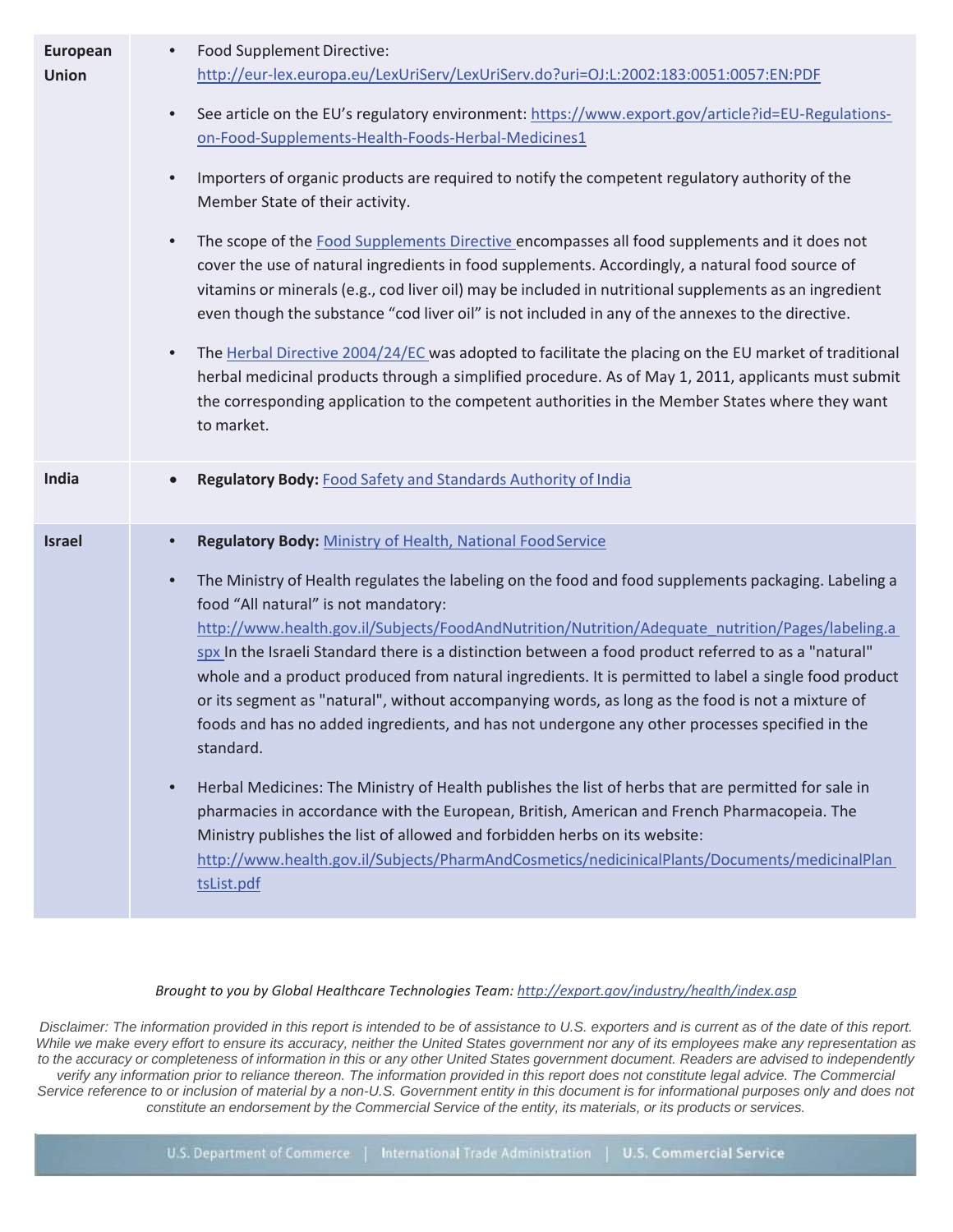| | |
|---|---|
| **European Union** | • Food Supplement Directive: http://eur-lex.europa.eu/LexUriServ/LexUriServ.do?uri=OJ:L:2002:183:0051:0057:EN:PDF<br><br>• See article on the EU's regulatory environment: https://www.export.gov/article?id=EU-Regulations-on-Food-Supplements-Health-Foods-Herbal-Medicines1<br><br>• Importers of organic products are required to notify the competent regulatory authority of the Member State of their activity.<br><br>• The scope of the Food Supplements Directive encompasses all food supplements and it does not cover the use of natural ingredients in food supplements. Accordingly, a natural food source of vitamins or minerals (e.g., cod liver oil) may be included in nutritional supplements as an ingredient even though the substance "cod liver oil" is not included in any of the annexes to the directive.<br><br>• The Herbal Directive 2004/24/EC was adopted to facilitate the placing on the EU market of traditional herbal medicinal products through a simplified procedure. As of May 1, 2011, applicants must submit the corresponding application to the competent authorities in the Member States where they want to market. |
| **India** | • **Regulatory Body:** Food Safety and Standards Authority of India |
| **Israel** | • **Regulatory Body:** Ministry of Health, National Food Service<br><br>• The Ministry of Health regulates the labeling on the food and food supplements packaging. Labeling a food "All natural" is not mandatory: http://www.health.gov.il/Subjects/FoodAndNutrition/Nutrition/Adequate_nutrition/Pages/labeling.aspx In the Israeli Standard there is a distinction between a food product referred to as a "natural" whole and a product produced from natural ingredients. It is permitted to label a single food product or its segment as "natural", without accompanying words, as long as the food is not a mixture of foods and has no added ingredients, and has not undergone any other processes specified in the standard.<br><br>• Herbal Medicines: The Ministry of Health publishes the list of herbs that are permitted for sale in pharmacies in accordance with the European, British, American and French Pharmacopeia. The Ministry publishes the list of allowed and forbidden herbs on its website: http://www.health.gov.il/Subjects/PharmAndCosmetics/nedicinicalPlants/Documents/medicinalPlantsList.pdf |

*Brought to you by Global Healthcare Technologies Team: http://export.gov/industry/health/index.asp*

*Disclaimer: The information provided in this report is intended to be of assistance to U.S. exporters and is current as of the date of this report. While we make every effort to ensure its accuracy, neither the United States government nor any of its employees make any representation as to the accuracy or completeness of information in this or any other United States government document. Readers are advised to independently verify any information prior to reliance thereon. The information provided in this report does not constitute legal advice. The Commercial Service reference to or inclusion of material by a non-U.S. Government entity in this document is for informational purposes only and does not constitute an endorsement by the Commercial Service of the entity, its materials, or its products or services.*

U.S. Department of Commerce | International Trade Administration | U.S. Commercial Service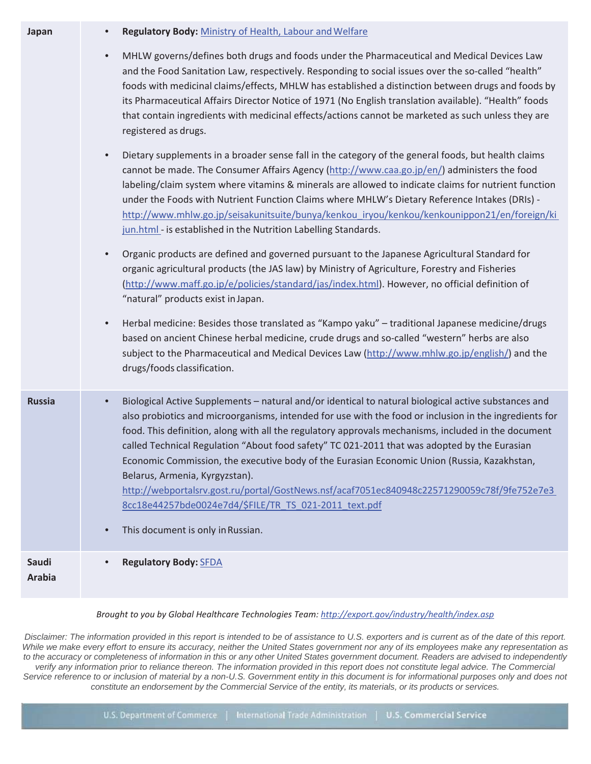| | |
|---|---|
| **Japan** | • **Regulatory Body:** [Ministry of Health, Labour and Welfare]<br><br>• MHLW governs/defines both drugs and foods under the Pharmaceutical and Medical Devices Law and the Food Sanitation Law, respectively. Responding to social issues over the so-called "health" foods with medicinal claims/effects, MHLW has established a distinction between drugs and foods by its Pharmaceutical Affairs Director Notice of 1971 (No English translation available). "Health" foods that contain ingredients with medicinal effects/actions cannot be marketed as such unless they are registered as drugs.<br><br>• Dietary supplements in a broader sense fall in the category of the general foods, but health claims cannot be made. The Consumer Affairs Agency (http://www.caa.go.jp/en/) administers the food labeling/claim system where vitamins & minerals are allowed to indicate claims for nutrient function under the Foods with Nutrient Function Claims where MHLW's Dietary Reference Intakes (DRIs) - http://www.mhlw.go.jp/seisakunitsuite/bunya/kenkou_iryou/kenkou/kenkounippon21/en/foreign/kijun.html - is established in the Nutrition Labelling Standards.<br><br>• Organic products are defined and governed pursuant to the Japanese Agricultural Standard for organic agricultural products (the JAS law) by Ministry of Agriculture, Forestry and Fisheries (http://www.maff.go.jp/e/policies/standard/jas/index.html). However, no official definition of "natural" products exist in Japan.<br><br>• Herbal medicine: Besides those translated as "Kampo yaku" – traditional Japanese medicine/drugs based on ancient Chinese herbal medicine, crude drugs and so-called "western" herbs are also subject to the Pharmaceutical and Medical Devices Law (http://www.mhlw.go.jp/english/) and the drugs/foods classification. |
| **Russia** | • Biological Active Supplements – natural and/or identical to natural biological active substances and also probiotics and microorganisms, intended for use with the food or inclusion in the ingredients for food. This definition, along with all the regulatory approvals mechanisms, included in the document called Technical Regulation "About food safety" TC 021-2011 that was adopted by the Eurasian Economic Commission, the executive body of the Eurasian Economic Union (Russia, Kazakhstan, Belarus, Armenia, Kyrgyzstan). http://webportalsrv.gost.ru/portal/GostNews.nsf/acaf7051ec840948c22571290059c78f/9fe752e7e38cc18e44257bde0024e7d4/$FILE/TR_TS_021-2011_text.pdf<br><br>• This document is only in Russian. |
| **Saudi Arabia** | • **Regulatory Body:** [SFDA] |

*Brought to you by Global Healthcare Technologies Team: http://export.gov/industry/health/index.asp*

*Disclaimer: The information provided in this report is intended to be of assistance to U.S. exporters and is current as of the date of this report. While we make every effort to ensure its accuracy, neither the United States government nor any of its employees make any representation as to the accuracy or completeness of information in this or any other United States government document. Readers are advised to independently verify any information prior to reliance thereon. The information provided in this report does not constitute legal advice. The Commercial Service reference to or inclusion of material by a non-U.S. Government entity in this document is for informational purposes only and does not constitute an endorsement by the Commercial Service of the entity, its materials, or its products or services.*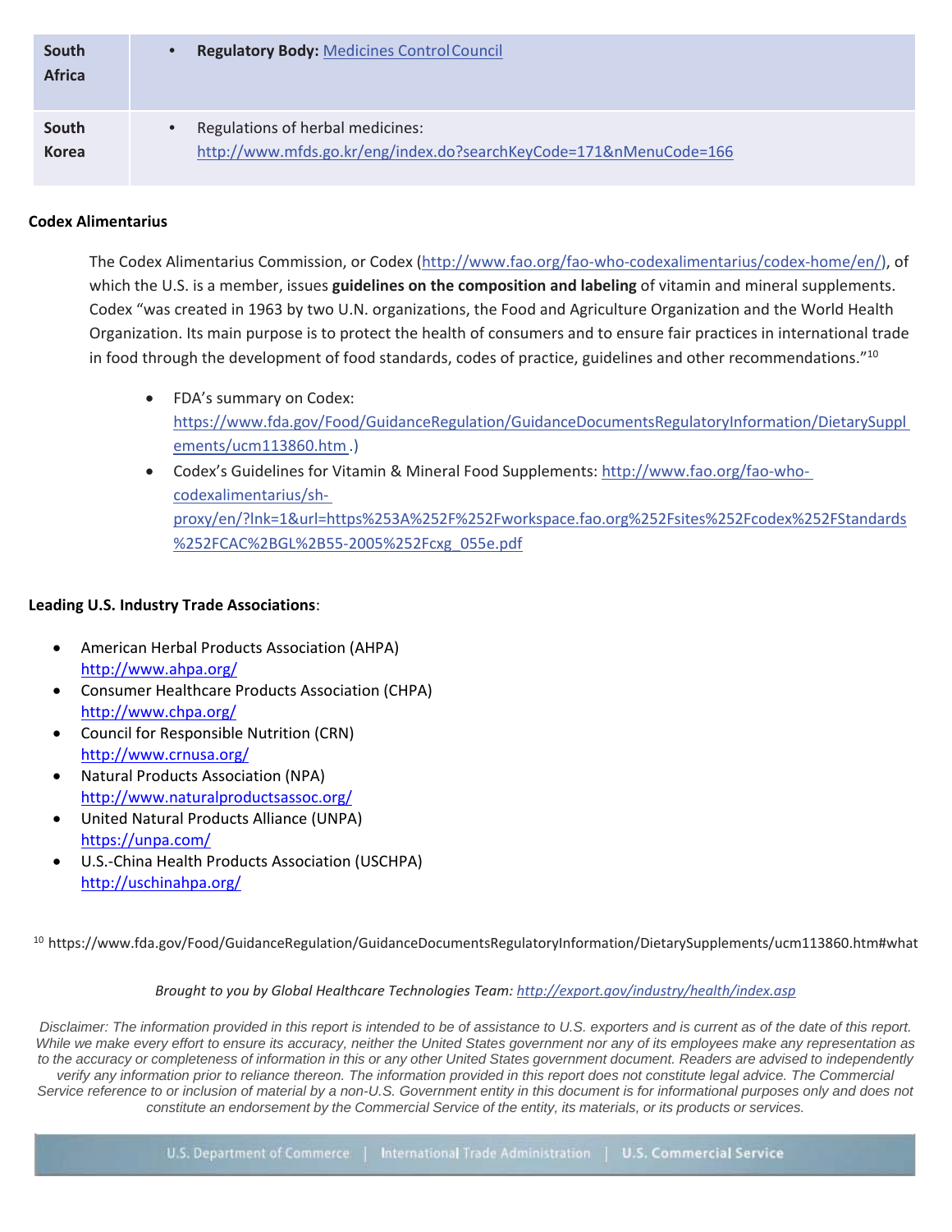| South Africa | • **Regulatory Body:** Medicines Control Council |
|---|---|
| South Korea | • Regulations of herbal medicines: http://www.mfds.go.kr/eng/index.do?searchKeyCode=171&nMenuCode=166 |

**Codex Alimentarius**

The Codex Alimentarius Commission, or Codex (http://www.fao.org/fao-who-codexalimentarius/codex-home/en/), of which the U.S. is a member, issues **guidelines on the composition and labeling** of vitamin and mineral supplements. Codex "was created in 1963 by two U.N. organizations, the Food and Agriculture Organization and the World Health Organization. Its main purpose is to protect the health of consumers and to ensure fair practices in international trade in food through the development of food standards, codes of practice, guidelines and other recommendations."[10]

- FDA's summary on Codex: https://www.fda.gov/Food/GuidanceRegulation/GuidanceDocumentsRegulatoryInformation/DietarySupplements/ucm113860.htm .)
- Codex's Guidelines for Vitamin & Mineral Food Supplements: http://www.fao.org/fao-who-codexalimentarius/sh-proxy/en/?lnk=1&url=https%253A%252F%252Fworkspace.fao.org%252Fsites%252Fcodex%252FStandards%252FCAC%2BGL%2B55-2005%252Fcxg_055e.pdf

**Leading U.S. Industry Trade Associations**:

- American Herbal Products Association (AHPA) http://www.ahpa.org/
- Consumer Healthcare Products Association (CHPA) http://www.chpa.org/
- Council for Responsible Nutrition (CRN) http://www.crnusa.org/
- Natural Products Association (NPA) http://www.naturalproductsassoc.org/
- United Natural Products Alliance (UNPA) https://unpa.com/
- U.S.-China Health Products Association (USCHPA) http://uschinahpa.org/

[10] https://www.fda.gov/Food/GuidanceRegulation/GuidanceDocumentsRegulatoryInformation/DietarySupplements/ucm113860.htm#what

*Brought to you by Global Healthcare Technologies Team: http://export.gov/industry/health/index.asp*

*Disclaimer: The information provided in this report is intended to be of assistance to U.S. exporters and is current as of the date of this report. While we make every effort to ensure its accuracy, neither the United States government nor any of its employees make any representation as to the accuracy or completeness of information in this or any other United States government document. Readers are advised to independently verify any information prior to reliance thereon. The information provided in this report does not constitute legal advice. The Commercial Service reference to or inclusion of material by a non-U.S. Government entity in this document is for informational purposes only and does not constitute an endorsement by the Commercial Service of the entity, its materials, or its products or services.*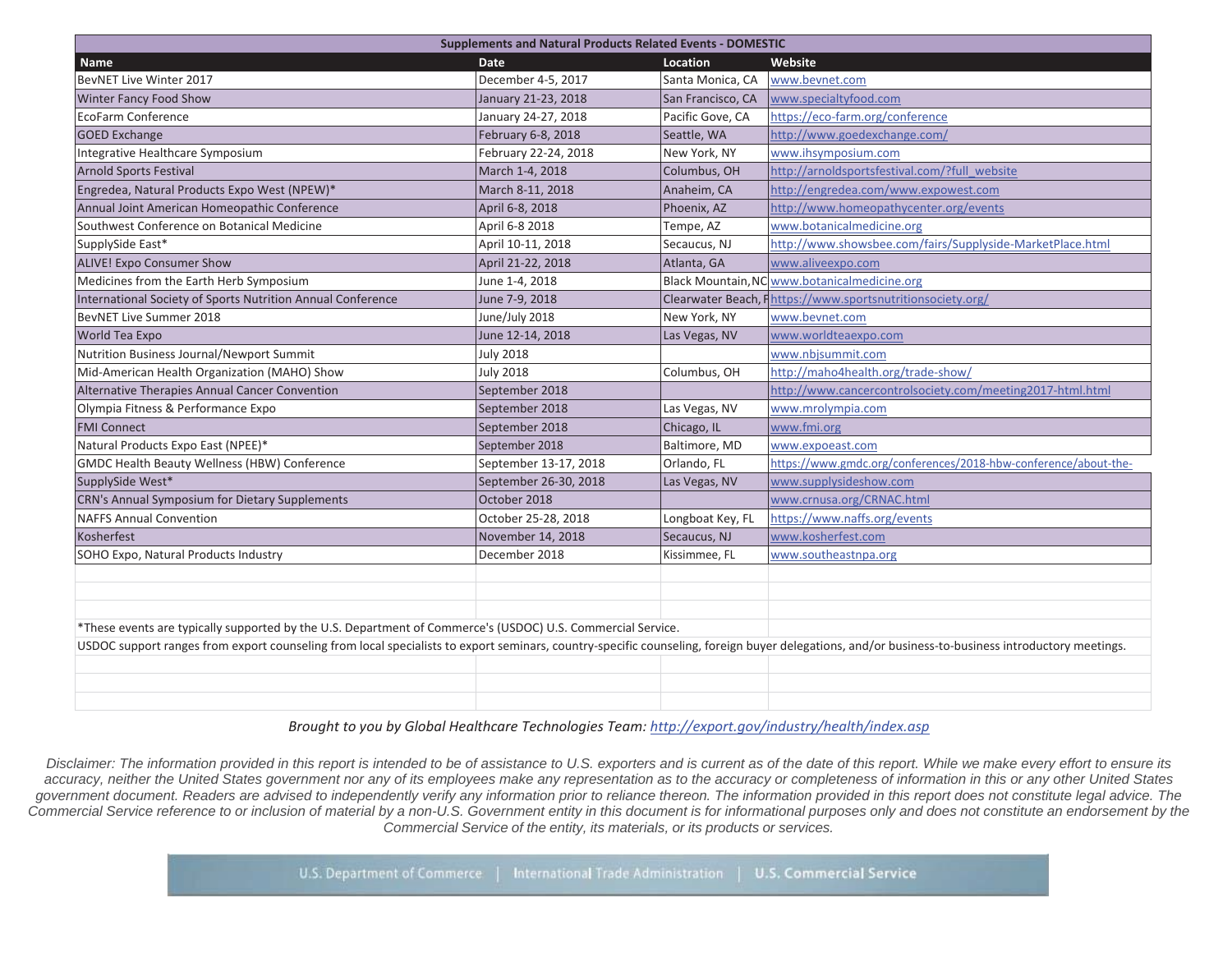| Supplements and Natural Products Related Events - DOMESTIC | | | |
|---|---|---|---|
| **Name** | **Date** | **Location** | **Website** |
| BevNET Live Winter 2017 | December 4-5, 2017 | Santa Monica, CA | www.bevnet.com |
| Winter Fancy Food Show | January 21-23, 2018 | San Francisco, CA | www.specialtyfood.com |
| EcoFarm Conference | January 24-27, 2018 | Pacific Gove, CA | https://eco-farm.org/conference |
| GOED Exchange | February 6-8, 2018 | Seattle, WA | http://www.goedexchange.com/ |
| Integrative Healthcare Symposium | February 22-24, 2018 | New York, NY | www.ihsymposium.com |
| Arnold Sports Festival | March 1-4, 2018 | Columbus, OH | http://arnoldsportsfestival.com/?full_website |
| Engredea, Natural Products Expo West (NPEW)* | March 8-11, 2018 | Anaheim, CA | http://engredea.com/www.expowest.com |
| Annual Joint American Homeopathic Conference | April 6-8, 2018 | Phoenix, AZ | http://www.homeopathycenter.org/events |
| Southwest Conference on Botanical Medicine | April 6-8 2018 | Tempe, AZ | www.botanicalmedicine.org |
| SupplySide East* | April 10-11, 2018 | Secaucus, NJ | http://www.showsbee.com/fairs/Supplyside-MarketPlace.html |
| ALIVE! Expo Consumer Show | April 21-22, 2018 | Atlanta, GA | www.aliveexpo.com |
| Medicines from the Earth Herb Symposium | June 1-4, 2018 | Black Mountain, NC | www.botanicalmedicine.org |
| International Society of Sports Nutrition Annual Conference | June 7-9, 2018 | Clearwater Beach, F | https://www.sportsnutritionsociety.org/ |
| BevNET Live Summer 2018 | June/July 2018 | New York, NY | www.bevnet.com |
| World Tea Expo | June 12-14, 2018 | Las Vegas, NV | www.worldteaexpo.com |
| Nutrition Business Journal/Newport Summit | July 2018 | | www.nbjsummit.com |
| Mid-American Health Organization (MAHO) Show | July 2018 | Columbus, OH | http://maho4health.org/trade-show/ |
| Alternative Therapies Annual Cancer Convention | September 2018 | | http://www.cancercontrolsociety.com/meeting2017-html.html |
| Olympia Fitness & Performance Expo | September 2018 | Las Vegas, NV | www.mrolympia.com |
| FMI Connect | September 2018 | Chicago, IL | www.fmi.org |
| Natural Products Expo East (NPEE)* | September 2018 | Baltimore, MD | www.expoeast.com |
| GMDC Health Beauty Wellness (HBW) Conference | September 13-17, 2018 | Orlando, FL | https://www.gmdc.org/conferences/2018-hbw-conference/about-the- |
| SupplySide West* | September 26-30, 2018 | Las Vegas, NV | www.supplysideshow.com |
| CRN's Annual Symposium for Dietary Supplements | October 2018 | | www.crnusa.org/CRNAC.html |
| NAFFS Annual Convention | October 25-28, 2018 | Longboat Key, FL | https://www.naffs.org/events |
| Kosherfest | November 14, 2018 | Secaucus, NJ | www.kosherfest.com |
| SOHO Expo, Natural Products Industry | December 2018 | Kissimmee, FL | www.southeastnpa.org |

*These events are typically supported by the U.S. Department of Commerce's (USDOC) U.S. Commercial Service.

USDOC support ranges from export counseling from local specialists to export seminars, country-specific counseling, foreign buyer delegations, and/or business-to-business introductory meetings.

*Brought to you by Global Healthcare Technologies Team: http://export.gov/industry/health/index.asp*

*Disclaimer: The information provided in this report is intended to be of assistance to U.S. exporters and is current as of the date of this report. While we make every effort to ensure its accuracy, neither the United States government nor any of its employees make any representation as to the accuracy or completeness of information in this or any other United States government document. Readers are advised to independently verify any information prior to reliance thereon. The information provided in this report does not constitute legal advice. The Commercial Service reference to or inclusion of material by a non-U.S. Government entity in this document is for informational purposes only and does not constitute an endorsement by the Commercial Service of the entity, its materials, or its products or services.*

U.S. Department of Commerce | International Trade Administration | U.S. Commercial Service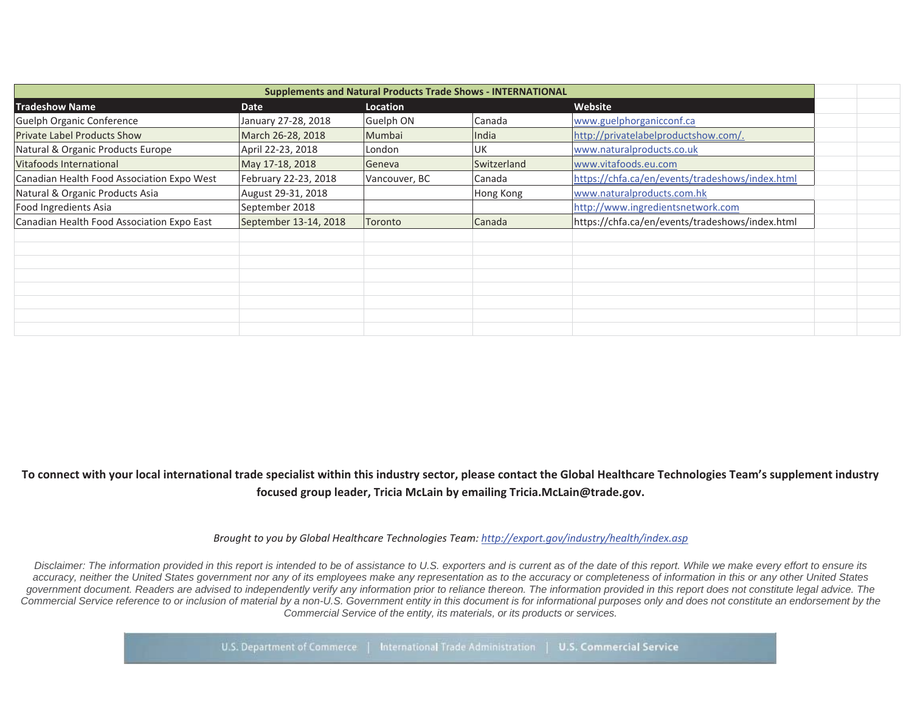| Supplements and Natural Products Trade Shows - INTERNATIONAL | | | | |
|---|---|---|---|---|
| **Tradeshow Name** | **Date** | **Location** | | **Website** |
| Guelph Organic Conference | January 27-28, 2018 | Guelph ON | Canada | www.guelphorganicconf.ca |
| Private Label Products Show | March 26-28, 2018 | Mumbai | India | http://privatelabelproductshow.com/. |
| Natural & Organic Products Europe | April 22-23, 2018 | London | UK | www.naturalproducts.co.uk |
| Vitafoods International | May 17-18, 2018 | Geneva | Switzerland | www.vitafoods.eu.com |
| Canadian Health Food Association Expo West | February 22-23, 2018 | Vancouver, BC | Canada | https://chfa.ca/en/events/tradeshows/index.html |
| Natural & Organic Products Asia | August 29-31, 2018 | | Hong Kong | www.naturalproducts.com.hk |
| Food Ingredients Asia | September 2018 | | | http://www.ingredientsnetwork.com |
| Canadian Health Food Association Expo East | September 13-14, 2018 | Toronto | Canada | https://chfa.ca/en/events/tradeshows/index.html |

**To connect with your local international trade specialist within this industry sector, please contact the Global Healthcare Technologies Team's supplement industry focused group leader, Tricia McLain by emailing Tricia.McLain@trade.gov.**

*Brought to you by Global Healthcare Technologies Team: http://export.gov/industry/health/index.asp*

*Disclaimer: The information provided in this report is intended to be of assistance to U.S. exporters and is current as of the date of this report. While we make every effort to ensure its accuracy, neither the United States government nor any of its employees make any representation as to the accuracy or completeness of information in this or any other United States government document. Readers are advised to independently verify any information prior to reliance thereon. The information provided in this report does not constitute legal advice. The Commercial Service reference to or inclusion of material by a non-U.S. Government entity in this document is for informational purposes only and does not constitute an endorsement by the Commercial Service of the entity, its materials, or its products or services.*

U.S. Department of Commerce | International Trade Administration | U.S. Commercial Service